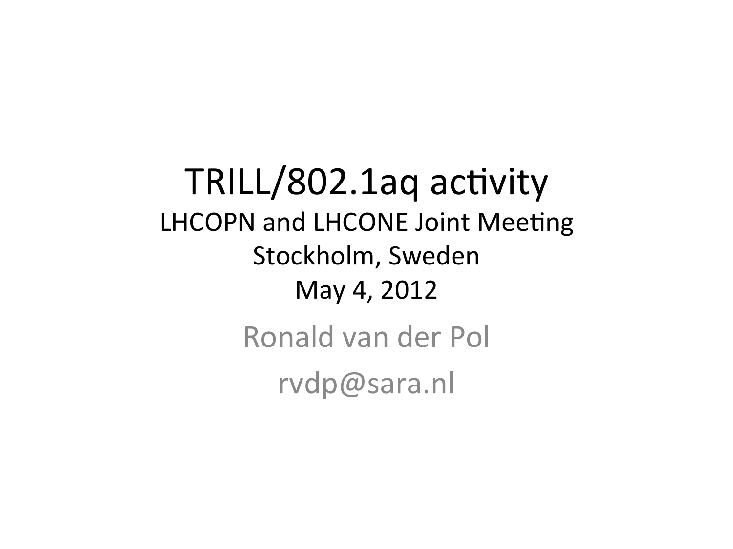# TRILL/802.1aq activity

LHCOPN and LHCONE Joint Meeting
Stockholm, Sweden
May 4, 2012

Ronald van der Pol

rvdp@sara.nl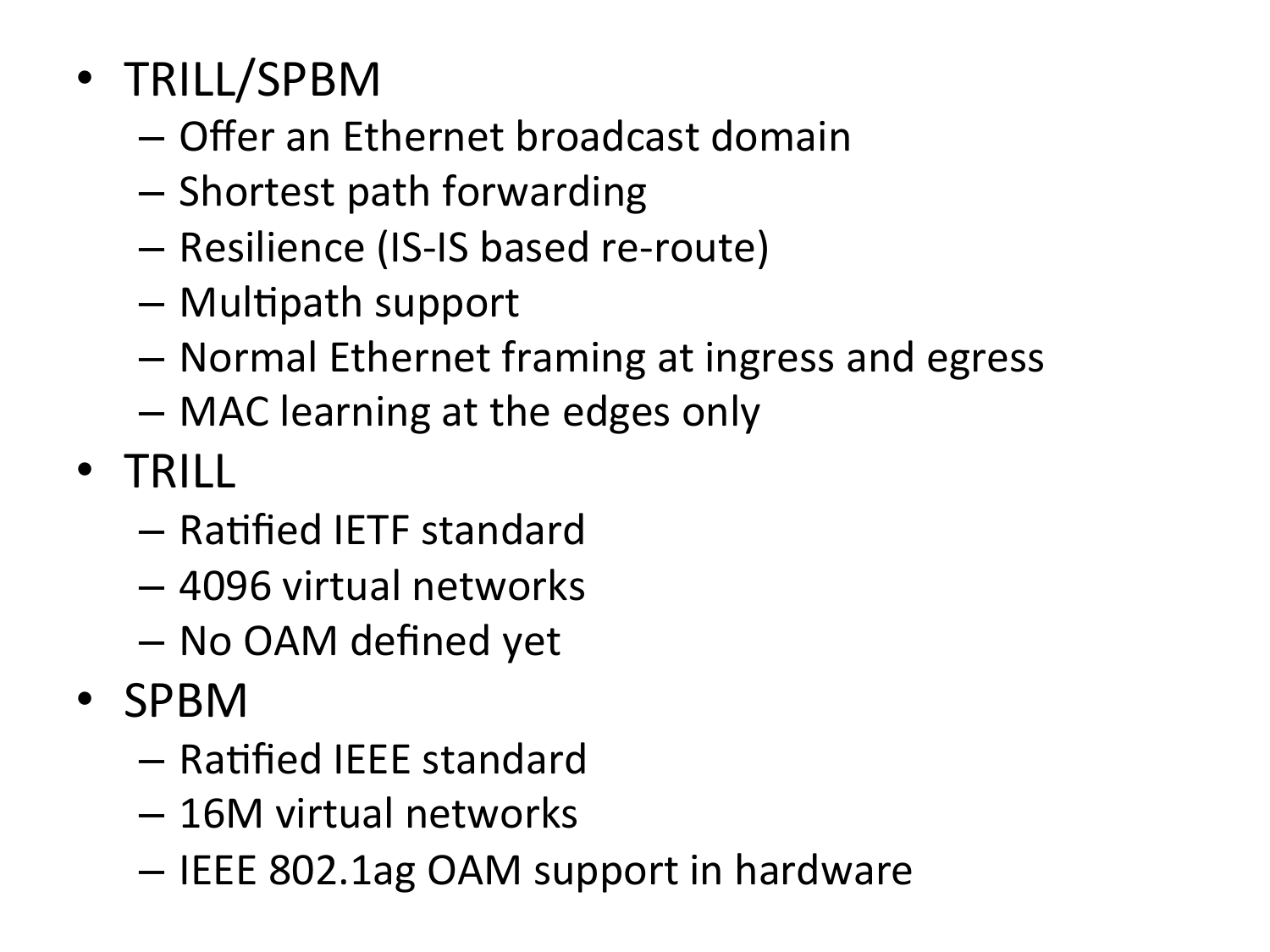- TRILL/SPBM
  - Offer an Ethernet broadcast domain
  - Shortest path forwarding
  - Resilience (IS-IS based re-route)
  - Multipath support
  - Normal Ethernet framing at ingress and egress
  - MAC learning at the edges only
- TRILL
  - Ratified IETF standard
  - 4096 virtual networks
  - No OAM defined yet
- SPBM
  - Ratified IEEE standard
  - 16M virtual networks
  - IEEE 802.1ag OAM support in hardware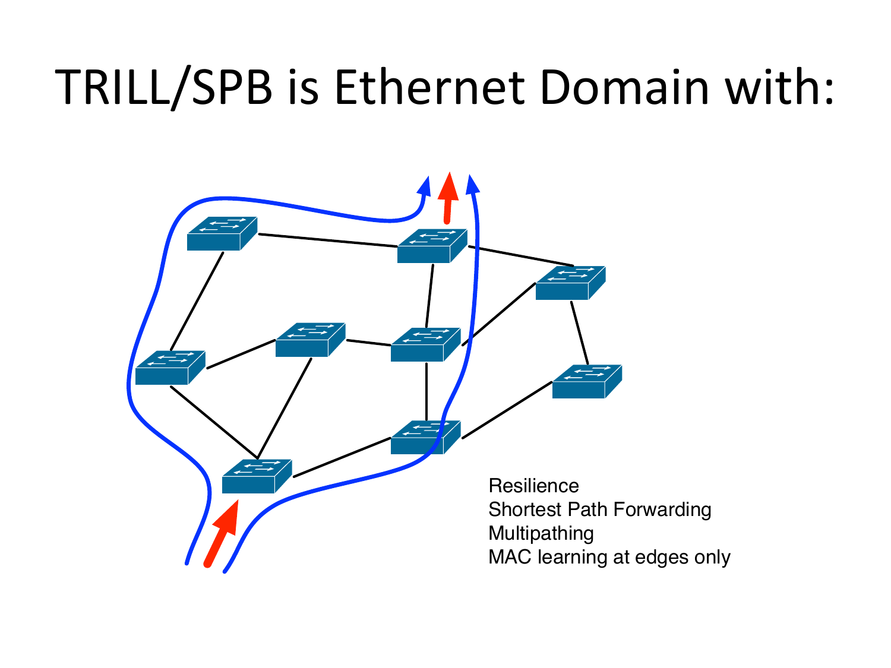# TRILL/SPB is Ethernet Domain with:

Resilience
Shortest Path Forwarding
Multipathing
MAC learning at edges only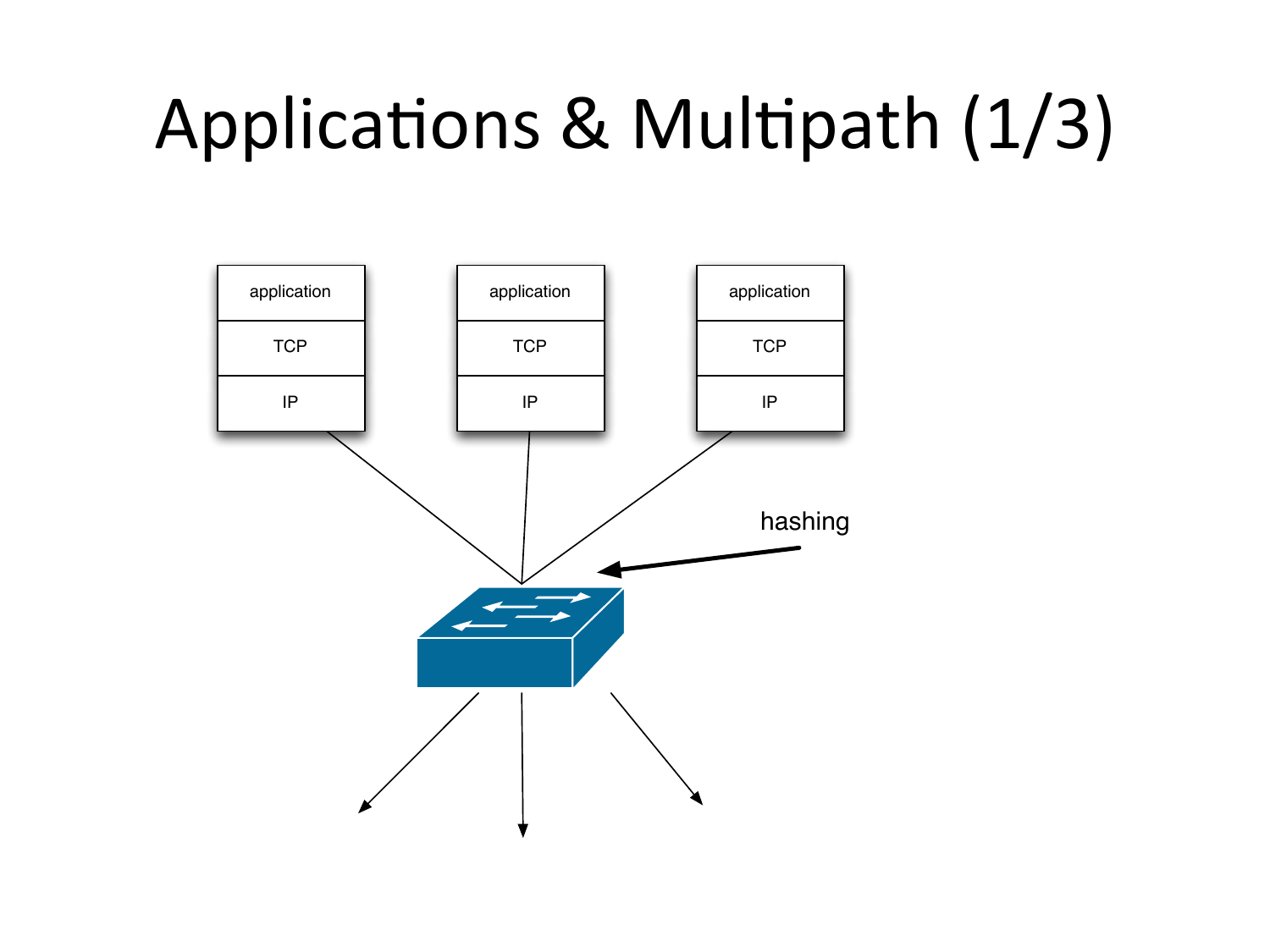# Applications & Multipath (1/3)

application

TCP

IP

application

TCP

IP

application

TCP

IP

hashing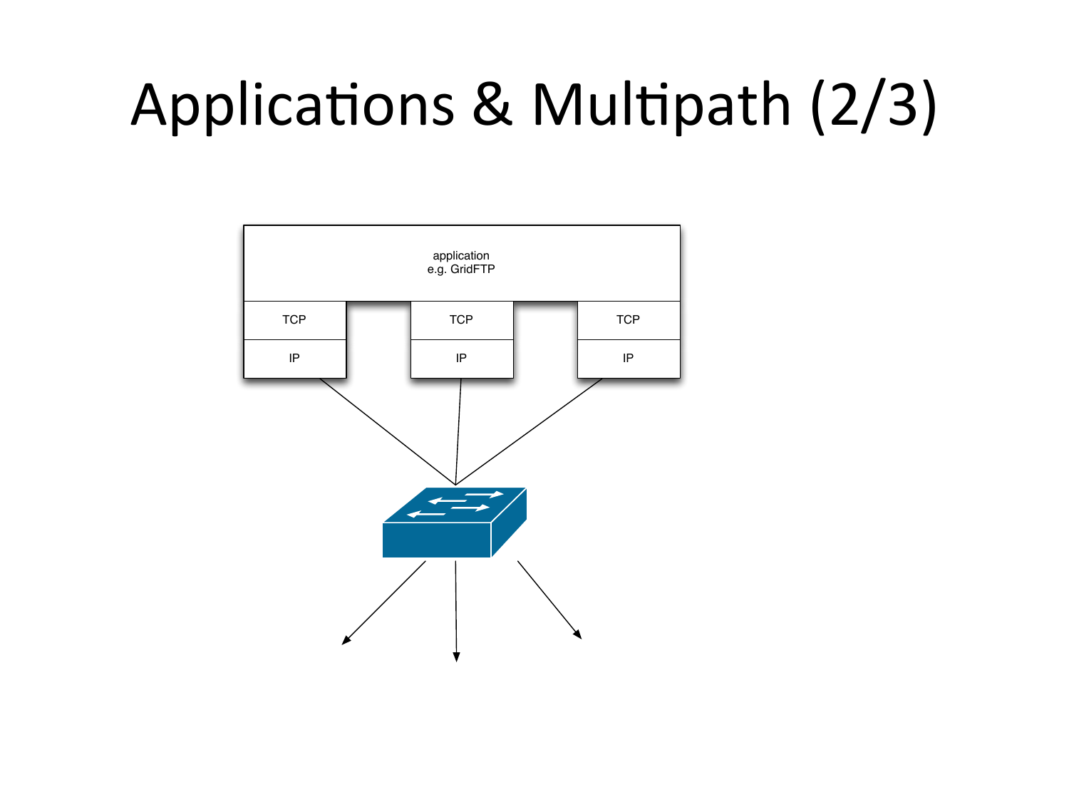# Applications & Multipath (2/3)

application
e.g. GridFTP

| TCP | TCP | TCP |
| --- | --- | --- |
| IP | IP | IP |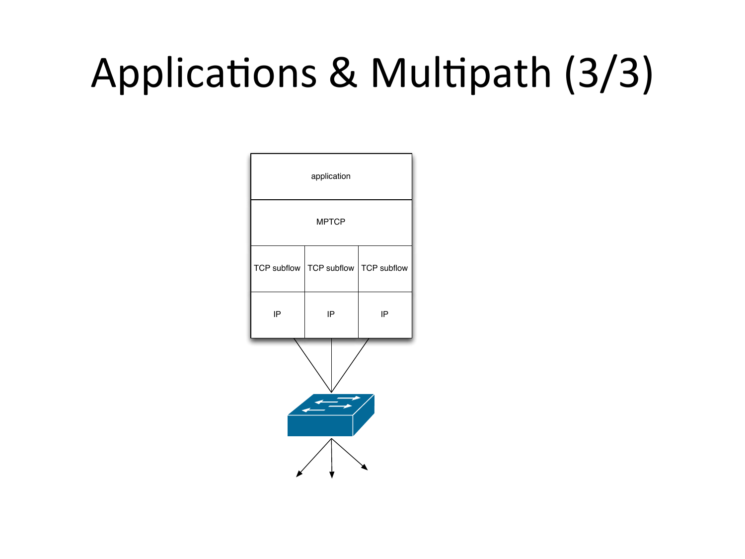# Applications & Multipath (3/3)

| application | | |
|---|---|---|
| MPTCP | | |
| TCP subflow | TCP subflow | TCP subflow |
| IP | IP | IP |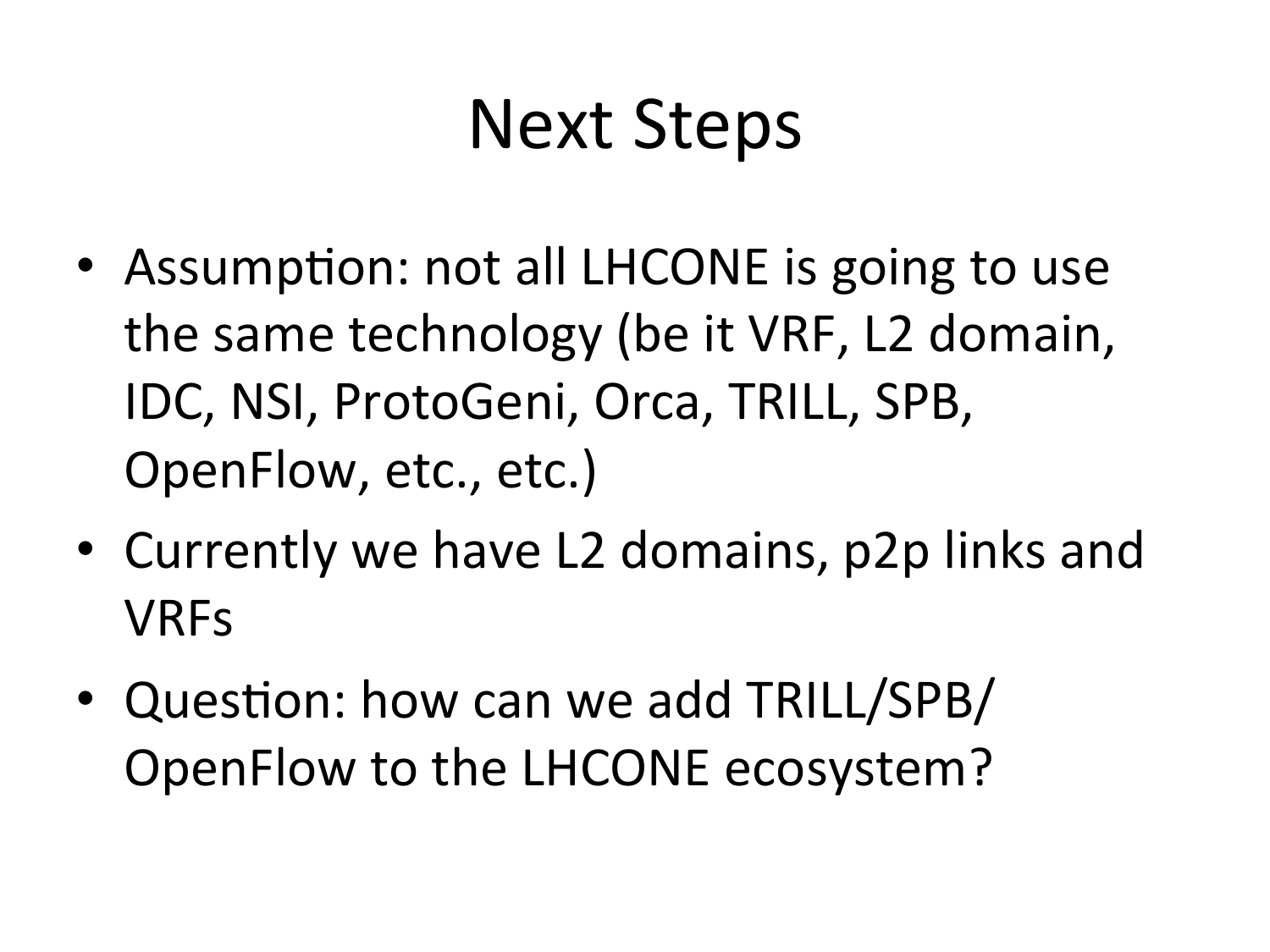# Next Steps

- Assumption: not all LHCONE is going to use the same technology (be it VRF, L2 domain, IDC, NSI, ProtoGeni, Orca, TRILL, SPB, OpenFlow, etc., etc.)
- Currently we have L2 domains, p2p links and VRFs
- Question: how can we add TRILL/SPB/OpenFlow to the LHCONE ecosystem?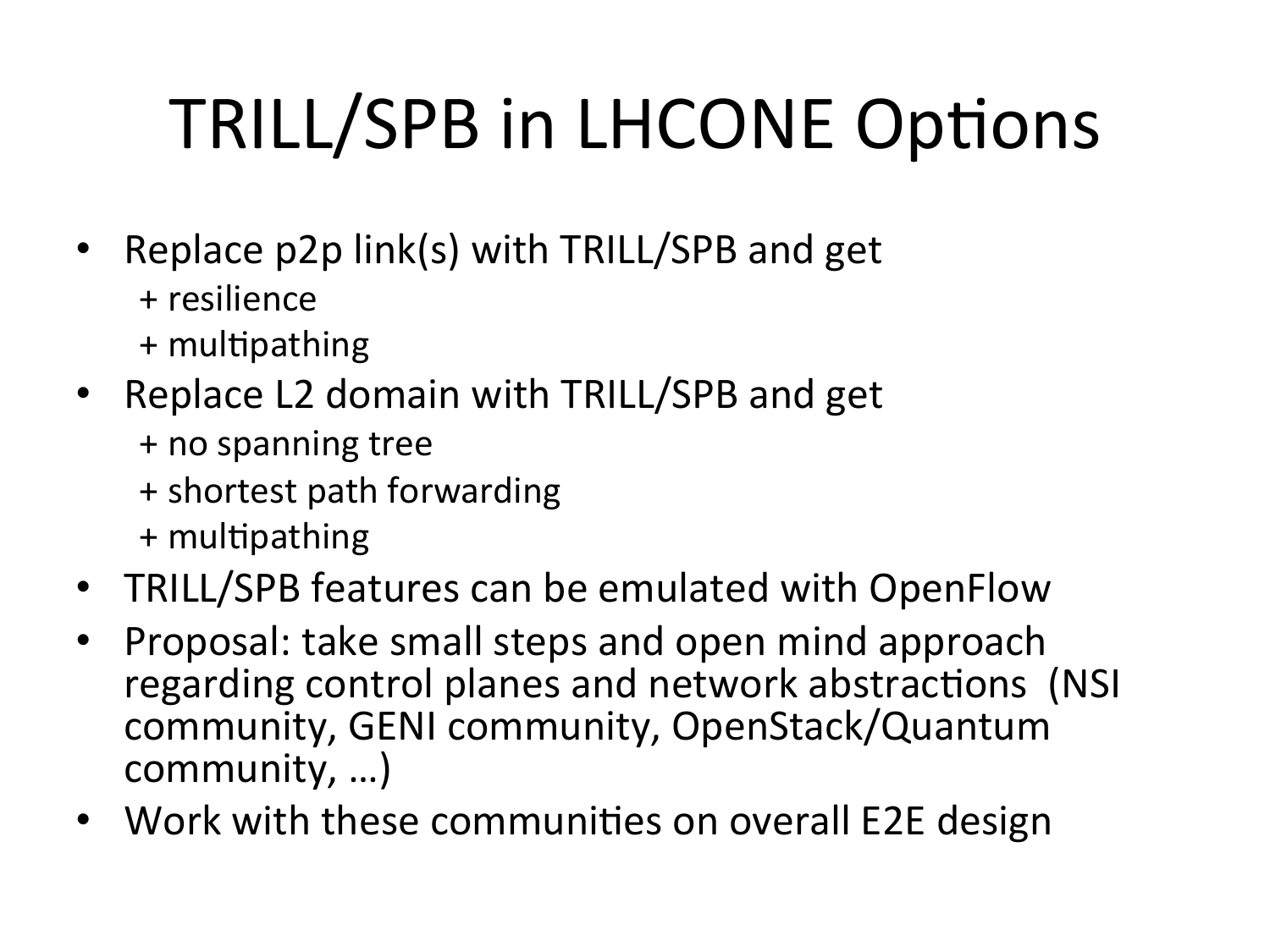# TRILL/SPB in LHCONE Options

- Replace p2p link(s) with TRILL/SPB and get
  - + resilience
  - + multipathing
- Replace L2 domain with TRILL/SPB and get
  - + no spanning tree
  - + shortest path forwarding
  - + multipathing
- TRILL/SPB features can be emulated with OpenFlow
- Proposal: take small steps and open mind approach regarding control planes and network abstractions (NSI community, GENI community, OpenStack/Quantum community, …)
- Work with these communities on overall E2E design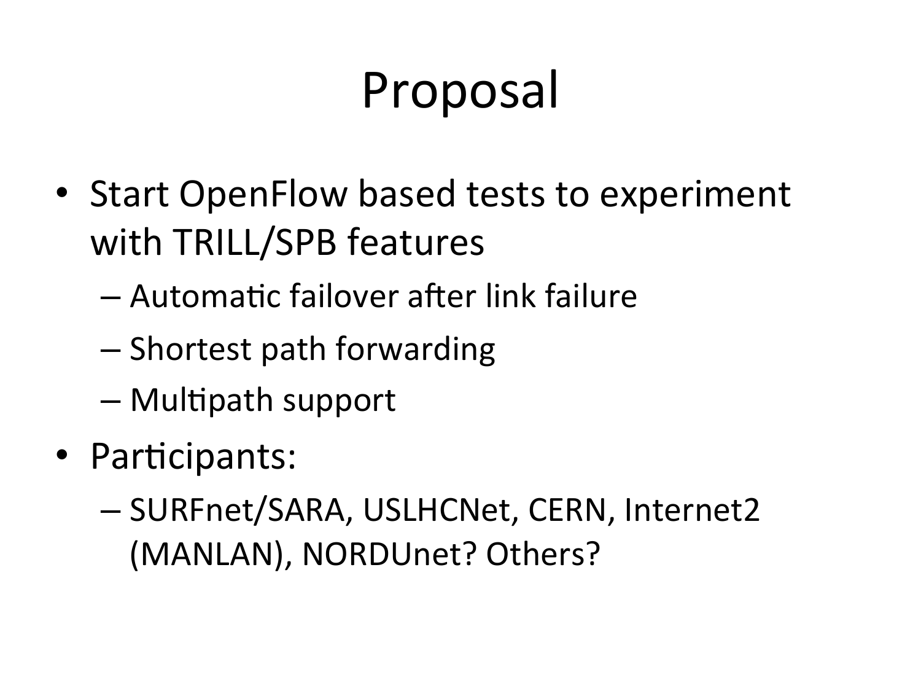# Proposal

- Start OpenFlow based tests to experiment with TRILL/SPB features
  - Automatic failover after link failure
  - Shortest path forwarding
  - Multipath support
- Participants:
  - SURFnet/SARA, USLHCNet, CERN, Internet2 (MANLAN), NORDUnet? Others?